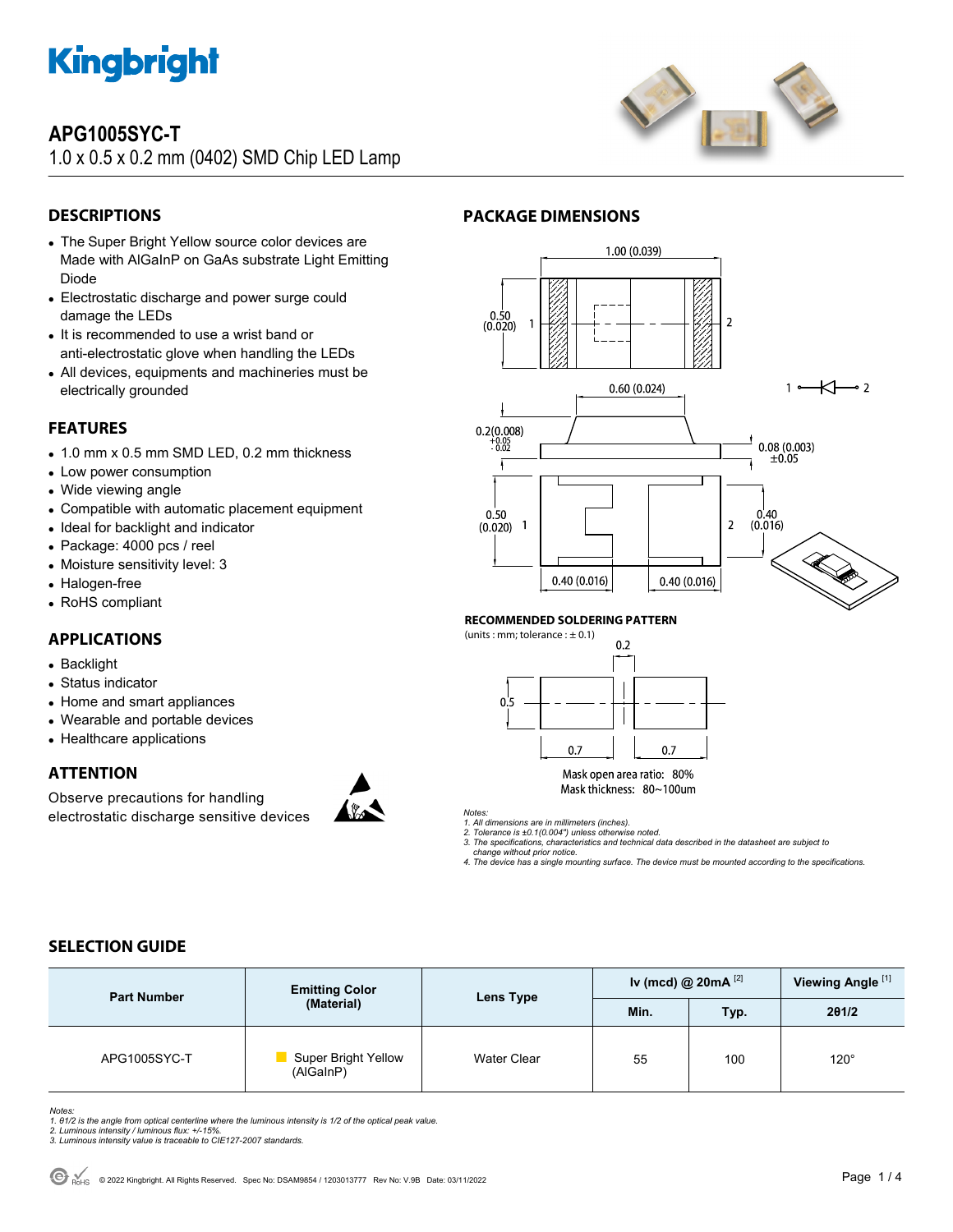# APG1005SYC-T

1.0 x 0.5 x 0.2 mm (0402) SMD Chip LED Lamp

## DESCRIPTIONS

- The Super Bright Yellow source color devices are Made with AlGaInP on GaAs substrate Light Emitting Diode
- Electrostatic discharge and power surge could damage the LEDs
- It is recommended to use a wrist band or anti-electrostatic glove when handling the LEDs
- All devices, equipments and machineries must be electrically grounded

## FEATURES

- 1.0 mm x 0.5 mm SMD LED, 0.2 mm thickness
- Low power consumption
- Wide viewing angle
- Compatible with automatic placement equipment
- Ideal for backlight and indicator
- Package: 4000 pcs / reel
- Moisture sensitivity level: 3
- Halogen-free
- RoHS compliant

## APPLICATIONS

- Backlight
- Status indicator
- Home and smart appliances
- Wearable and portable devices
- Healthcare applications

## ATTENTION

Observe precautions for handling electrostatic discharge sensitive devices

## PACKAGE DIMENSIONS

1.00 (0.039)
0.50 (0.020)
1
2
0.60 (0.024)
1
2
0.2(0.008) +0.05 -0.02
0.08 (0.003) ±0.05
0.50 (0.020)
1
2
0.40 (0.016)
0.40 (0.016)
0.40 (0.016)

**RECOMMENDED SOLDERING PATTERN**

(units : mm; tolerance : ± 0.1)

0.2
0.5
0.7
0.7

Mask open area ratio: 80%
Mask thickness: 80~100um

*Notes:*
*1. All dimensions are in millimeters (inches).*
*2. Tolerance is ±0.1(0.004") unless otherwise noted.*
*3. The specifications, characteristics and technical data described in the datasheet are subject to change without prior notice.*
*4. The device has a single mounting surface. The device must be mounted according to the specifications.*

## SELECTION GUIDE

| Part Number | Emitting Color (Material) | Lens Type | Iv (mcd) @ 20mA [2] | | Viewing Angle [1] |
|---|---|---|---|---|---|
| | | | Min. | Typ. | 2θ1/2 |
| APG1005SYC-T | Super Bright Yellow (AlGaInP) | Water Clear | 55 | 100 | 120° |

*Notes:*
*1. θ1/2 is the angle from optical centerline where the luminous intensity is 1/2 of the optical peak value.*
*2. Luminous intensity / luminous flux: +/-15%.*
*3. Luminous intensity value is traceable to CIE127-2007 standards.*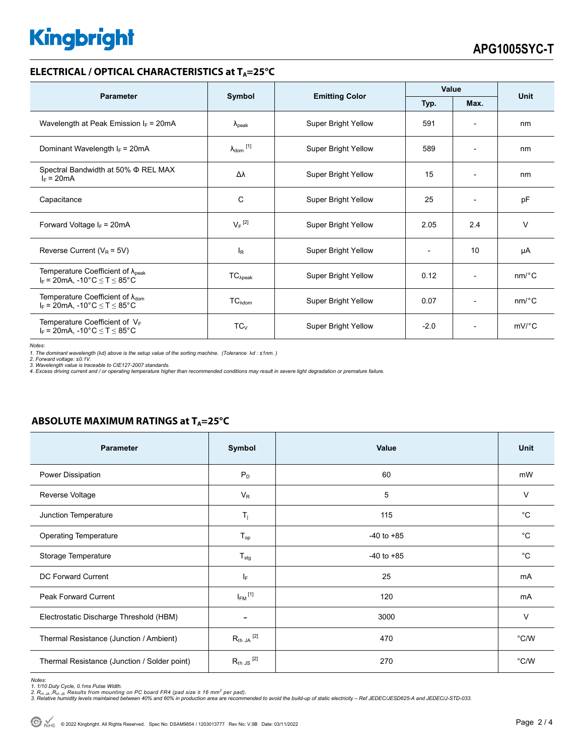## ELECTRICAL / OPTICAL CHARACTERISTICS at $T_A$=25°C

| Parameter | Symbol | Emitting Color | Value | | Unit |
|---|---|---|---|---|---|
| | | | Typ. | Max. | |
| Wavelength at Peak Emission $I_F$ = 20mA | $\lambda_{peak}$ | Super Bright Yellow | 591 | - | nm |
| Dominant Wavelength $I_F$ = 20mA | $\lambda_{dom}$ [1] | Super Bright Yellow | 589 | - | nm |
| Spectral Bandwidth at 50% Φ REL MAX $I_F$ = 20mA | Δλ | Super Bright Yellow | 15 | - | nm |
| Capacitance | C | Super Bright Yellow | 25 | - | pF |
| Forward Voltage $I_F$ = 20mA | $V_F$ [2] | Super Bright Yellow | 2.05 | 2.4 | V |
| Reverse Current ($V_R$ = 5V) | $I_R$ | Super Bright Yellow | - | 10 | μA |
| Temperature Coefficient of $\lambda_{peak}$ $I_F$ = 20mA, -10°C ≤ T ≤ 85°C | $TC_{\lambda peak}$ | Super Bright Yellow | 0.12 | - | nm/°C |
| Temperature Coefficient of $\lambda_{dom}$ $I_F$ = 20mA, -10°C ≤ T ≤ 85°C | $TC_{\lambda dom}$ | Super Bright Yellow | 0.07 | - | nm/°C |
| Temperature Coefficient of $V_F$ $I_F$ = 20mA, -10°C ≤ T ≤ 85°C | $TC_V$ | Super Bright Yellow | -2.0 | - | mV/°C |

*Notes:*
*1. The dominant wavelength (λd) above is the setup value of the sorting machine. (Tolerance λd : ±1nm. )*
*2. Forward voltage: ±0.1V.*
*3. Wavelength value is traceable to CIE127-2007 standards.*
*4. Excess driving current and / or operating temperature higher than recommended conditions may result in severe light degradation or premature failure.*

## ABSOLUTE MAXIMUM RATINGS at $T_A$=25°C

| Parameter | Symbol | Value | Unit |
|---|---|---|---|
| Power Dissipation | $P_D$ | 60 | mW |
| Reverse Voltage | $V_R$ | 5 | V |
| Junction Temperature | $T_j$ | 115 | °C |
| Operating Temperature | $T_{op}$ | -40 to +85 | °C |
| Storage Temperature | $T_{stg}$ | -40 to +85 | °C |
| DC Forward Current | $I_F$ | 25 | mA |
| Peak Forward Current | $I_{FM}$ [1] | 120 | mA |
| Electrostatic Discharge Threshold (HBM) | - | 3000 | V |
| Thermal Resistance (Junction / Ambient) | $R_{th\ JA}$ [2] | 470 | °C/W |
| Thermal Resistance (Junction / Solder point) | $R_{th\ JS}$ [2] | 270 | °C/W |

*Notes:*
*1. 1/10 Duty Cycle, 0.1ms Pulse Width.*
*2. $R_{th\ JA}$ ,$R_{th\ JS}$ Results from mounting on PC board FR4 (pad size ≥ 16 mm² per pad).*
*3. Relative humidity levels maintained between 40% and 60% in production area are recommended to avoid the build-up of static electricity – Ref JEDEC/JESD625-A and JEDEC/J-STD-033.*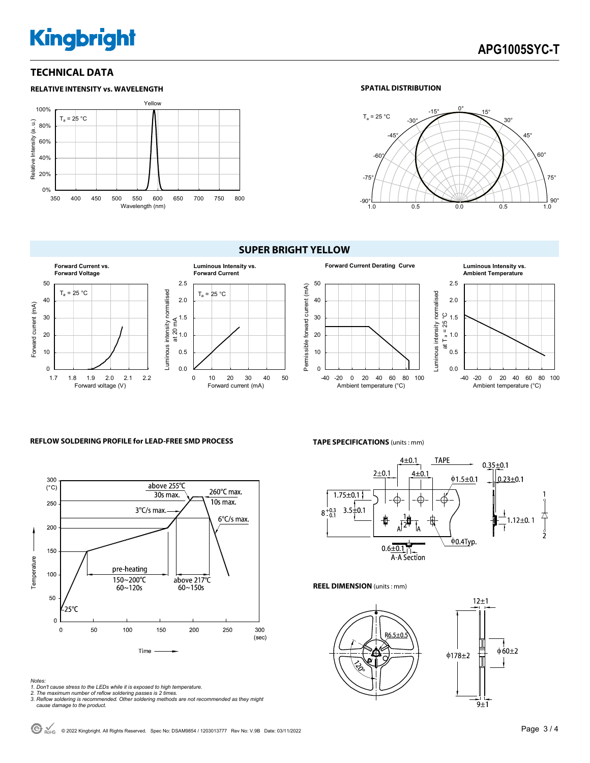## TECHNICAL DATA

### RELATIVE INTENSITY vs. WAVELENGTH

Yellow

$T_a$ = 25 °C

Relative Intensity (a. u.)

100%
80%
60%
40%
20%
0%

350 400 450 500 550 600 650 700 750 800

Wavelength (nm)

### SPATIAL DISTRIBUTION

$T_a$ = 25 °C

0° 15° 30° 45° 60° 75° 90°
-15° -30° -45° -60° -75° -90°

1.0 0.5 0.0 0.5 1.0

## SUPER BRIGHT YELLOW

**Forward Current vs. Forward Voltage**

$T_a$ = 25 °C

Forward current (mA)

50 40 30 20 10 0

1.7 1.8 1.9 2.0 2.1 2.2

Forward voltage (V)

**Luminous Intensity vs. Forward Current**

$T_a$ = 25 °C

Luminous intensity normalised at 20 mA

2.5 2.0 1.5 1.0 0.5 0.0

0 10 20 30 40 50

Forward current (mA)

**Forward Current Derating Curve**

Permissible forward current (mA)

50 40 30 20 10 0

-40 -20 0 20 40 60 80 100

Ambient temperature (°C)

**Luminous Intensity vs. Ambient Temperature**

Luminous intensity normalised at $T_a$ = 25 °C

2.5 2.0 1.5 1.0 0.5 0.0

-40 -20 0 20 40 60 80 100

Ambient temperature (°C)

### REFLOW SOLDERING PROFILE for LEAD-FREE SMD PROCESS

300 (°C) 250 200 150 100 50 0

Temperature

above 255℃
30s max.

260℃ max.
10s max.

3℃/s max.

6℃/s max.

pre-heating
150~200℃
60~120s

above 217℃
60~150s

25℃

0 50 100 150 200 250 300 (sec)

Time

*Notes:*
*1. Don't cause stress to the LEDs while it is exposed to high temperature.*
*2. The maximum number of reflow soldering passes is 2 times.*
*3. Reflow soldering is recommended. Other soldering methods are not recommended as they might cause damage to the product.*

### TAPE SPECIFICATIONS (units : mm)

4±0.1 TAPE
2±0.1 4±0.1
ϕ1.5±0.1
0.35±0.1
0.23±0.1
1.75±0.1
$8^{+0.3}_{-0.1}$ 3.5±0.1
1.12±0.1
1 2 A A
ϕ0.4Typ.
0.6±0.1
A-A Section
1 2

### REEL DIMENSION (units : mm)

R6.5±0.5
120°
12±1
ϕ178±2
ϕ60±2
9±1

© 2022 Kingbright. All Rights Reserved. Spec No: DSAM9854 / 1203013777 Rev No: V.9B Date: 03/11/2022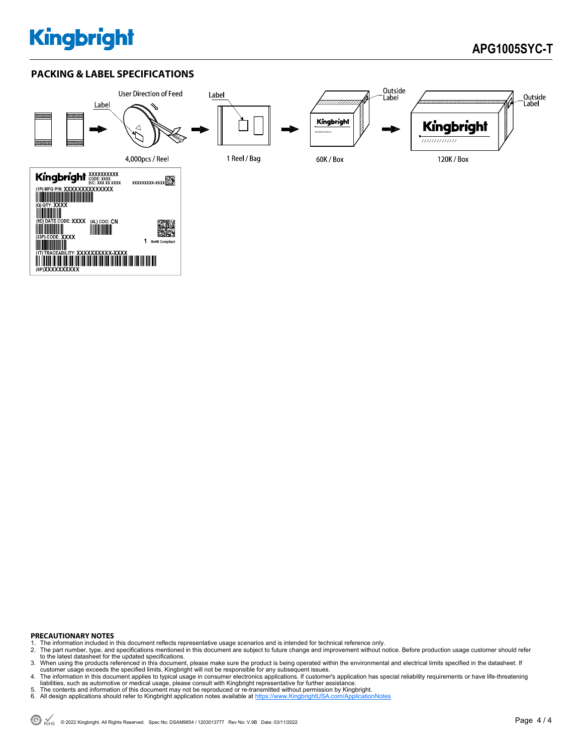## PACKING & LABEL SPECIFICATIONS

User Direction of Feed

Label

Label

Outside Label

Outside Label

4,000pcs / Reel

1 Reel / Bag

60K / Box

120K / Box

Kingbright XXXXXXXXXX CODE: XXXX D/C: XXX XX XXXX

XXXXXXXXX-XXXX

(1P) MFG P/N: XXXXXXXXXXXXXX

(Q) QTY: XXXX

(9D) DATE CODE: XXXX (4L) COO: CN

(33P) CODE: XXXX

1 RoHS Compliant

(1T) TRACEABILITY: XXXXXXXXXX-XXXX

(SP)XXXXXXXXXX

**PRECAUTIONARY NOTES**

1. The information included in this document reflects representative usage scenarios and is intended for technical reference only.
2. The part number, type, and specifications mentioned in this document are subject to future change and improvement without notice. Before production usage customer should refer to the latest datasheet for the updated specifications.
3. When using the products referenced in this document, please make sure the product is being operated within the environmental and electrical limits specified in the datasheet. If customer usage exceeds the specified limits, Kingbright will not be responsible for any subsequent issues.
4. The information in this document applies to typical usage in consumer electronics applications. If customer's application has special reliability requirements or have life-threatening liabilities, such as automotive or medical usage, please consult with Kingbright representative for further assistance.
5. The contents and information of this document may not be reproduced or re-transmitted without permission by Kingbright.
6. All design applications should refer to Kingbright application notes available at https://www.KingbrightUSA.com/ApplicationNotes

© 2022 Kingbright. All Rights Reserved. Spec No: DSAM9854 / 1203013777 Rev No: V.9B Date: 03/11/2022